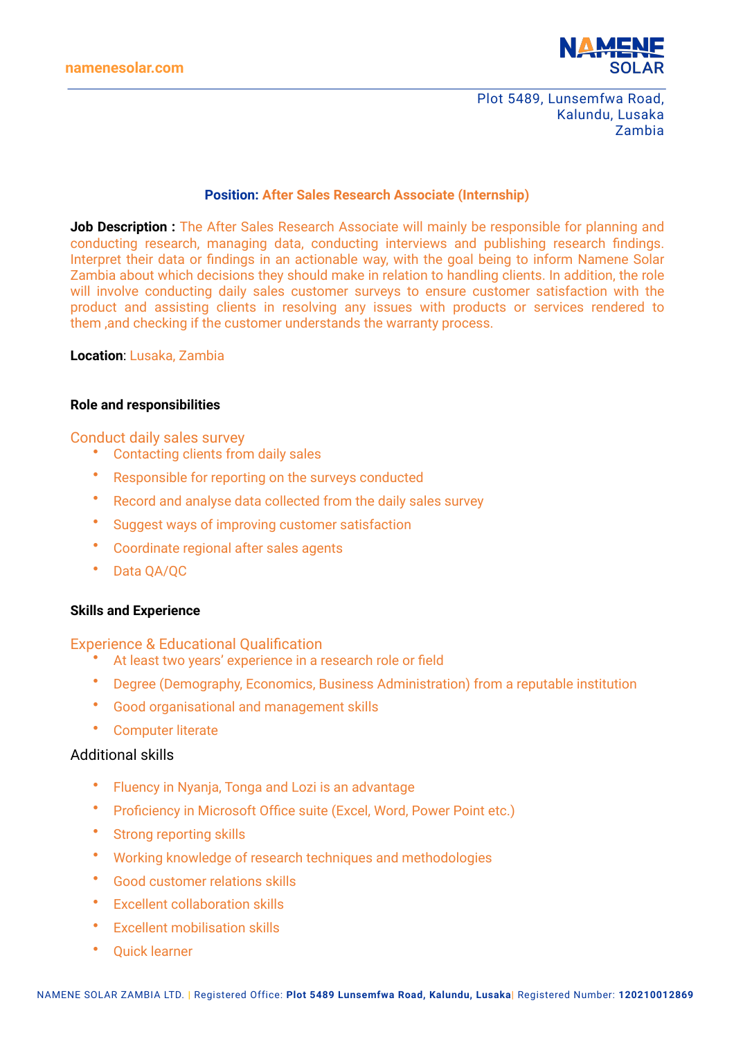namenesolar.com

NAMENE SOLAR

Plot 5489, Lunsemfwa Road,
Kalundu, Lusaka
Zambia

**Position: After Sales Research Associate (Internship)**

**Job Description :** The After Sales Research Associate will mainly be responsible for planning and conducting research, managing data, conducting interviews and publishing research findings. Interpret their data or findings in an actionable way, with the goal being to inform Namene Solar Zambia about which decisions they should make in relation to handling clients. In addition, the role will involve conducting daily sales customer surveys to ensure customer satisfaction with the product and assisting clients in resolving any issues with products or services rendered to them ,and checking if the customer understands the warranty process.

**Location**: Lusaka, Zambia

**Role and responsibilities**

Conduct daily sales survey

- Contacting clients from daily sales
- Responsible for reporting on the surveys conducted
- Record and analyse data collected from the daily sales survey
- Suggest ways of improving customer satisfaction
- Coordinate regional after sales agents
- Data QA/QC

**Skills and Experience**

Experience & Educational Qualification

- At least two years' experience in a research role or field
- Degree (Demography, Economics, Business Administration) from a reputable institution
- Good organisational and management skills
- Computer literate

Additional skills

- Fluency in Nyanja, Tonga and Lozi is an advantage
- Proficiency in Microsoft Office suite (Excel, Word, Power Point etc.)
- Strong reporting skills
- Working knowledge of research techniques and methodologies
- Good customer relations skills
- Excellent collaboration skills
- Excellent mobilisation skills
- Quick learner

NAMENE SOLAR ZAMBIA LTD. | Registered Office: **Plot 5489 Lunsemfwa Road, Kalundu, Lusaka**| Registered Number: **120210012869**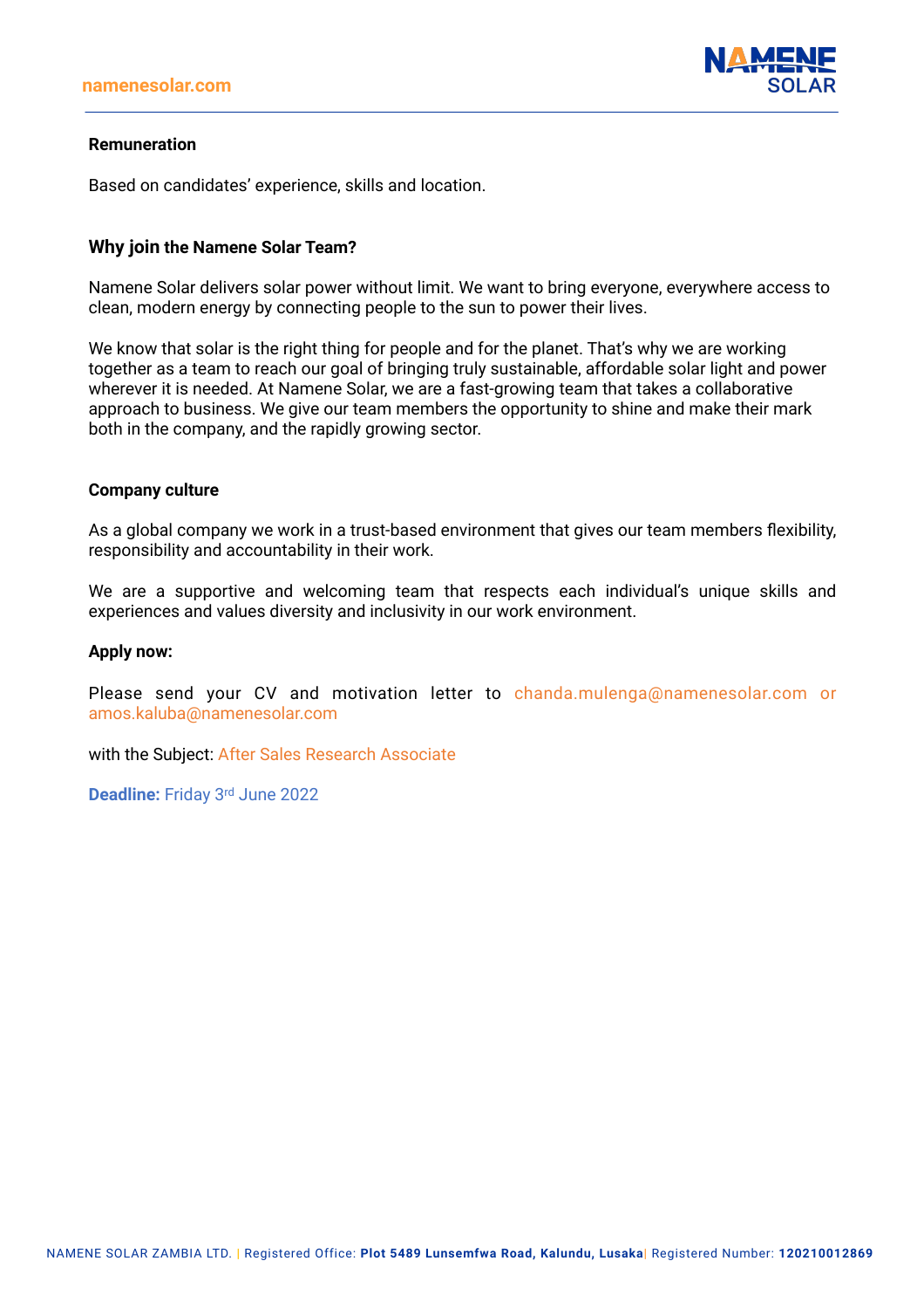**Remuneration**

Based on candidates' experience, skills and location.

**Why join the Namene Solar Team?**

Namene Solar delivers solar power without limit. We want to bring everyone, everywhere access to clean, modern energy by connecting people to the sun to power their lives.

We know that solar is the right thing for people and for the planet. That's why we are working together as a team to reach our goal of bringing truly sustainable, affordable solar light and power wherever it is needed. At Namene Solar, we are a fast-growing team that takes a collaborative approach to business. We give our team members the opportunity to shine and make their mark both in the company, and the rapidly growing sector.

**Company culture**

As a global company we work in a trust-based environment that gives our team members flexibility, responsibility and accountability in their work.

We are a supportive and welcoming team that respects each individual's unique skills and experiences and values diversity and inclusivity in our work environment.

**Apply now:**

Please send your CV and motivation letter to chanda.mulenga@namenesolar.com or amos.kaluba@namenesolar.com

with the Subject: After Sales Research Associate

**Deadline:** Friday 3rd June 2022

NAMENE SOLAR ZAMBIA LTD. | Registered Office: **Plot 5489 Lunsemfwa Road, Kalundu, Lusaka**| Registered Number: **120210012869**